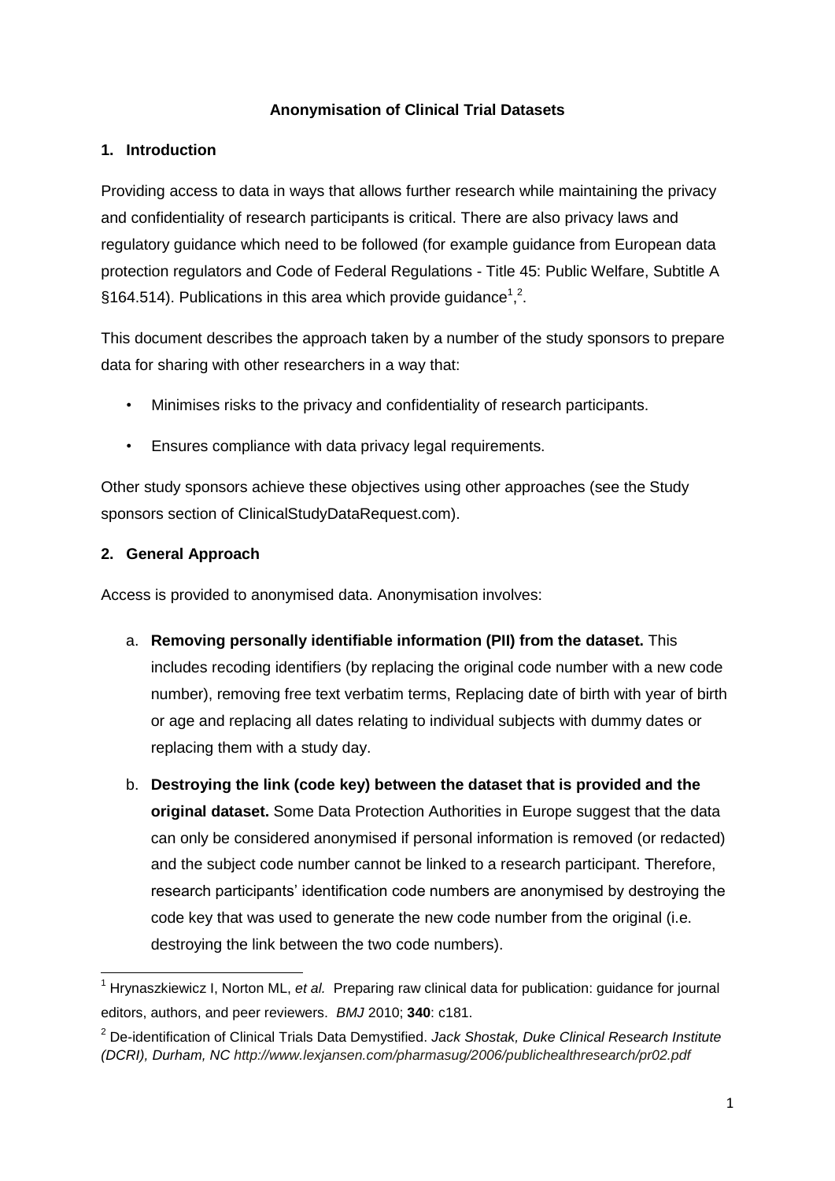# Anonymisation of Clinical Trial Datasets

## 1. Introduction

Providing access to data in ways that allows further research while maintaining the privacy and confidentiality of research participants is critical. There are also privacy laws and regulatory guidance which need to be followed (for example guidance from European data protection regulators and Code of Federal Regulations - Title 45: Public Welfare, Subtitle A §164.514). Publications in this area which provide guidance[1],[2].

This document describes the approach taken by a number of the study sponsors to prepare data for sharing with other researchers in a way that:

- Minimises risks to the privacy and confidentiality of research participants.
- Ensures compliance with data privacy legal requirements.

Other study sponsors achieve these objectives using other approaches (see the Study sponsors section of ClinicalStudyDataRequest.com).

## 2. General Approach

Access is provided to anonymised data. Anonymisation involves:

a. **Removing personally identifiable information (PII) from the dataset.** This includes recoding identifiers (by replacing the original code number with a new code number), removing free text verbatim terms, Replacing date of birth with year of birth or age and replacing all dates relating to individual subjects with dummy dates or replacing them with a study day.

b. **Destroying the link (code key) between the dataset that is provided and the original dataset.** Some Data Protection Authorities in Europe suggest that the data can only be considered anonymised if personal information is removed (or redacted) and the subject code number cannot be linked to a research participant. Therefore, research participants' identification code numbers are anonymised by destroying the code key that was used to generate the new code number from the original (i.e. destroying the link between the two code numbers).

---

[1] Hrynaszkiewicz I, Norton ML, *et al.* Preparing raw clinical data for publication: guidance for journal editors, authors, and peer reviewers. *BMJ* 2010; **340**: c181.

[2] De-identification of Clinical Trials Data Demystified. *Jack Shostak, Duke Clinical Research Institute (DCRI), Durham, NC http://www.lexjansen.com/pharmasug/2006/publichealthresearch/pr02.pdf*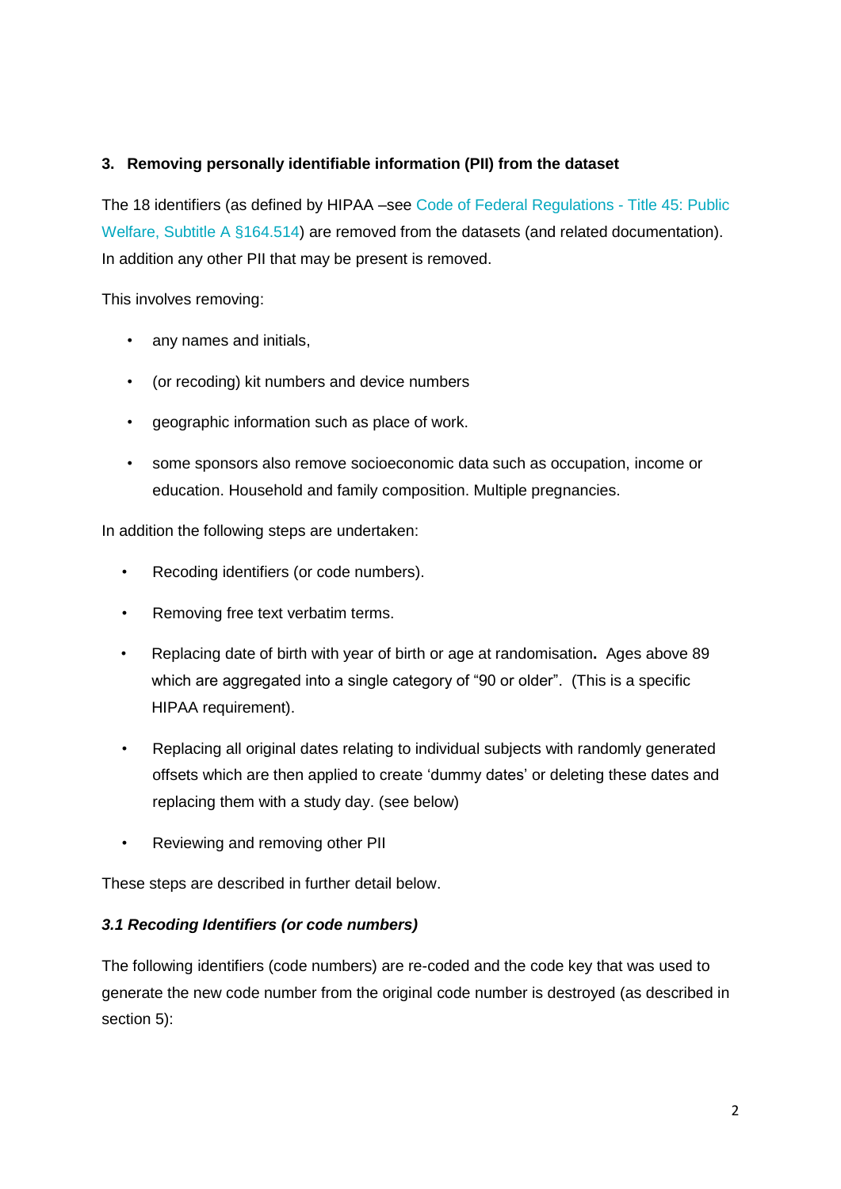## 3. Removing personally identifiable information (PII) from the dataset

The 18 identifiers (as defined by HIPAA –see Code of Federal Regulations - Title 45: Public Welfare, Subtitle A §164.514) are removed from the datasets (and related documentation). In addition any other PII that may be present is removed.

This involves removing:

- any names and initials,
- (or recoding) kit numbers and device numbers
- geographic information such as place of work.
- some sponsors also remove socioeconomic data such as occupation, income or education. Household and family composition. Multiple pregnancies.

In addition the following steps are undertaken:

- Recoding identifiers (or code numbers).
- Removing free text verbatim terms.
- Replacing date of birth with year of birth or age at randomisation**.** Ages above 89 which are aggregated into a single category of "90 or older". (This is a specific HIPAA requirement).
- Replacing all original dates relating to individual subjects with randomly generated offsets which are then applied to create 'dummy dates' or deleting these dates and replacing them with a study day. (see below)
- Reviewing and removing other PII

These steps are described in further detail below.

### *3.1 Recoding Identifiers (or code numbers)*

The following identifiers (code numbers) are re-coded and the code key that was used to generate the new code number from the original code number is destroyed (as described in section 5):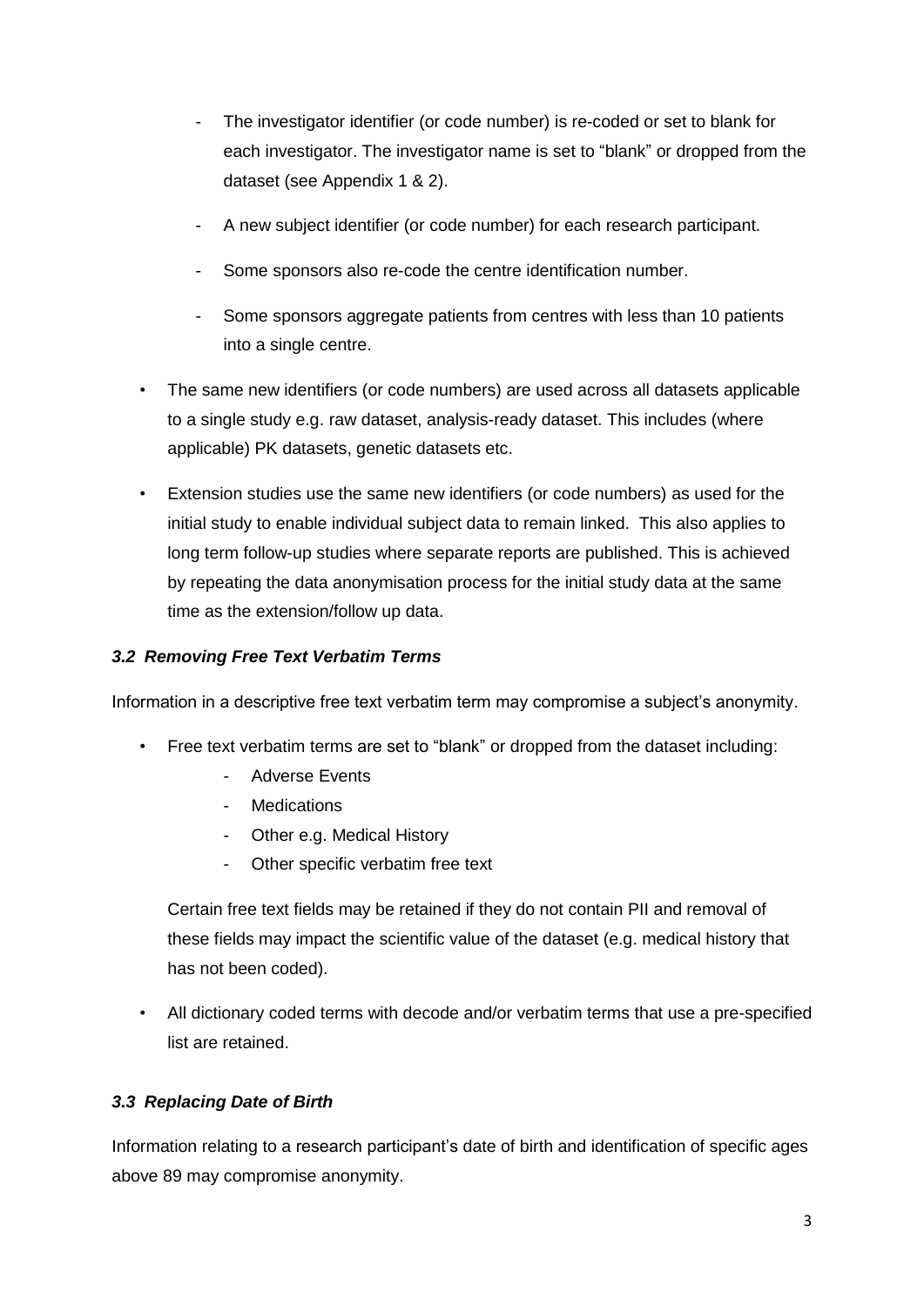- The investigator identifier (or code number) is re-coded or set to blank for each investigator. The investigator name is set to "blank" or dropped from the dataset (see Appendix 1 & 2).
  - A new subject identifier (or code number) for each research participant.
  - Some sponsors also re-code the centre identification number.
  - Some sponsors aggregate patients from centres with less than 10 patients into a single centre.

- The same new identifiers (or code numbers) are used across all datasets applicable to a single study e.g. raw dataset, analysis-ready dataset. This includes (where applicable) PK datasets, genetic datasets etc.
- Extension studies use the same new identifiers (or code numbers) as used for the initial study to enable individual subject data to remain linked. This also applies to long term follow-up studies where separate reports are published. This is achieved by repeating the data anonymisation process for the initial study data at the same time as the extension/follow up data.

### *3.2 Removing Free Text Verbatim Terms*

Information in a descriptive free text verbatim term may compromise a subject's anonymity.

- Free text verbatim terms are set to "blank" or dropped from the dataset including:
  - Adverse Events
  - Medications
  - Other e.g. Medical History
  - Other specific verbatim free text

  Certain free text fields may be retained if they do not contain PII and removal of these fields may impact the scientific value of the dataset (e.g. medical history that has not been coded).

- All dictionary coded terms with decode and/or verbatim terms that use a pre-specified list are retained.

### *3.3 Replacing Date of Birth*

Information relating to a research participant's date of birth and identification of specific ages above 89 may compromise anonymity.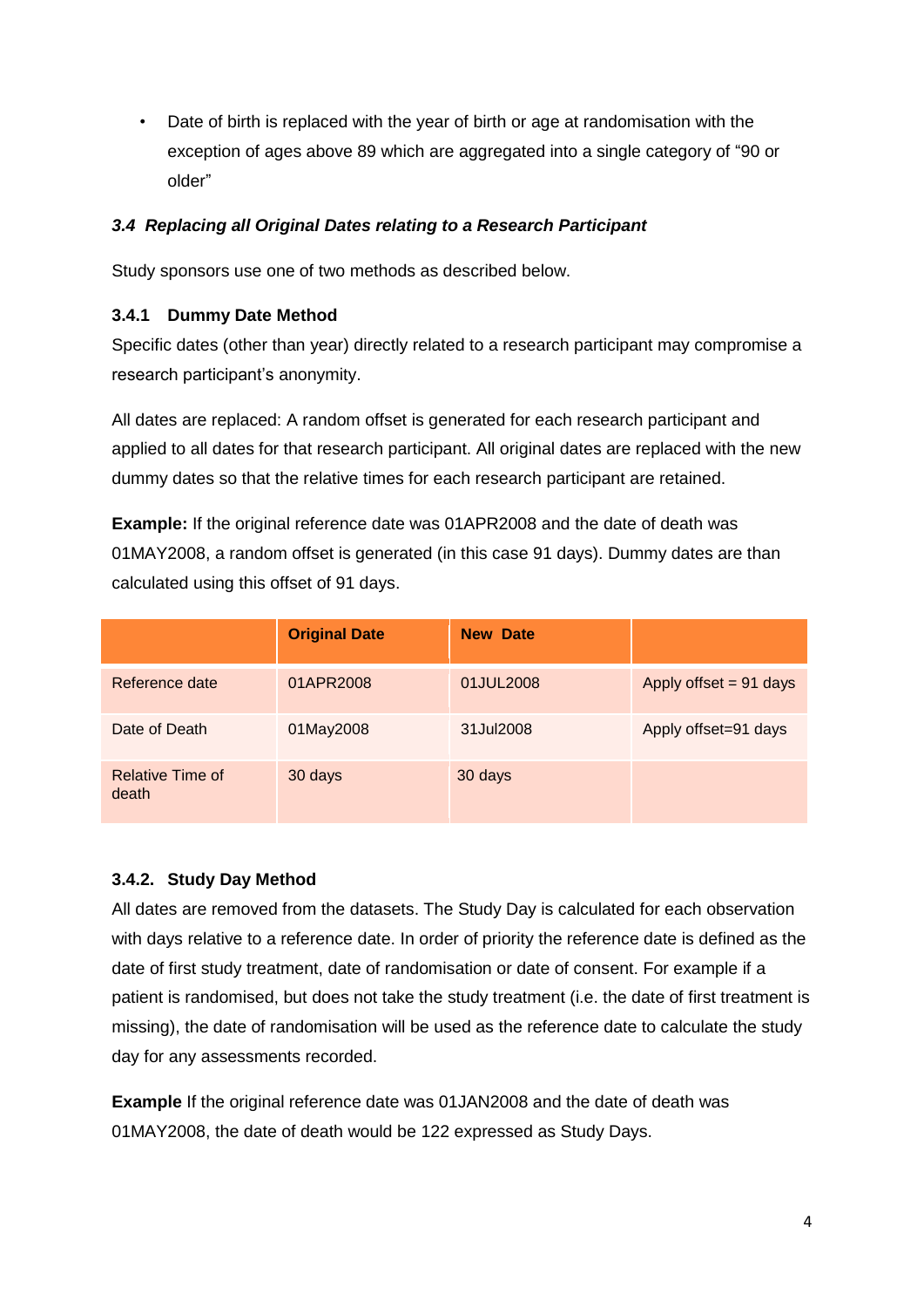- Date of birth is replaced with the year of birth or age at randomisation with the exception of ages above 89 which are aggregated into a single category of "90 or older"

### *3.4 Replacing all Original Dates relating to a Research Participant*

Study sponsors use one of two methods as described below.

#### 3.4.1 Dummy Date Method

Specific dates (other than year) directly related to a research participant may compromise a research participant's anonymity.

All dates are replaced: A random offset is generated for each research participant and applied to all dates for that research participant. All original dates are replaced with the new dummy dates so that the relative times for each research participant are retained.

**Example:** If the original reference date was 01APR2008 and the date of death was 01MAY2008, a random offset is generated (in this case 91 days). Dummy dates are than calculated using this offset of 91 days.

| | **Original Date** | **New Date** | |
|---|---|---|---|
| Reference date | 01APR2008 | 01JUL2008 | Apply offset = 91 days |
| Date of Death | 01May2008 | 31Jul2008 | Apply offset=91 days |
| Relative Time of death | 30 days | 30 days | |

#### 3.4.2. Study Day Method

All dates are removed from the datasets. The Study Day is calculated for each observation with days relative to a reference date. In order of priority the reference date is defined as the date of first study treatment, date of randomisation or date of consent. For example if a patient is randomised, but does not take the study treatment (i.e. the date of first treatment is missing), the date of randomisation will be used as the reference date to calculate the study day for any assessments recorded.

**Example** If the original reference date was 01JAN2008 and the date of death was 01MAY2008, the date of death would be 122 expressed as Study Days.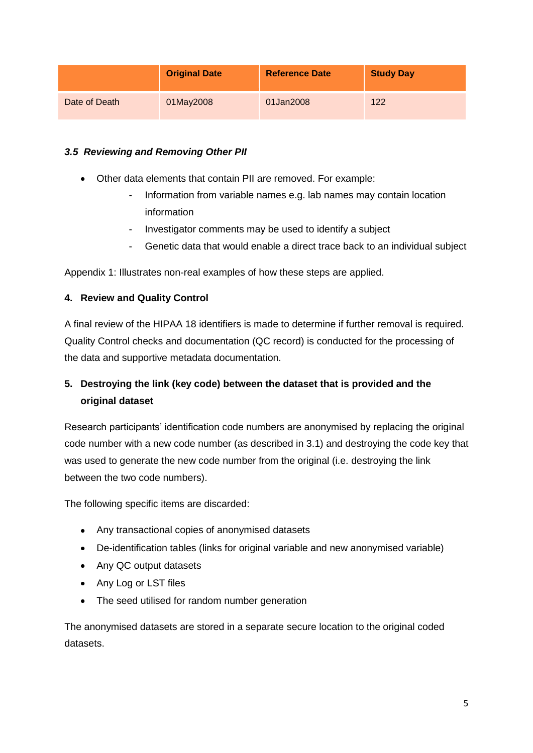| | Original Date | Reference Date | Study Day |
|---|---|---|---|
| Date of Death | 01May2008 | 01Jan2008 | 122 |

### *3.5 Reviewing and Removing Other PII*

- Other data elements that contain PII are removed. For example:
  - Information from variable names e.g. lab names may contain location information
  - Investigator comments may be used to identify a subject
  - Genetic data that would enable a direct trace back to an individual subject

Appendix 1: Illustrates non-real examples of how these steps are applied.

## 4. Review and Quality Control

A final review of the HIPAA 18 identifiers is made to determine if further removal is required. Quality Control checks and documentation (QC record) is conducted for the processing of the data and supportive metadata documentation.

## 5. Destroying the link (key code) between the dataset that is provided and the original dataset

Research participants' identification code numbers are anonymised by replacing the original code number with a new code number (as described in 3.1) and destroying the code key that was used to generate the new code number from the original (i.e. destroying the link between the two code numbers).

The following specific items are discarded:

- Any transactional copies of anonymised datasets
- De-identification tables (links for original variable and new anonymised variable)
- Any QC output datasets
- Any Log or LST files
- The seed utilised for random number generation

The anonymised datasets are stored in a separate secure location to the original coded datasets.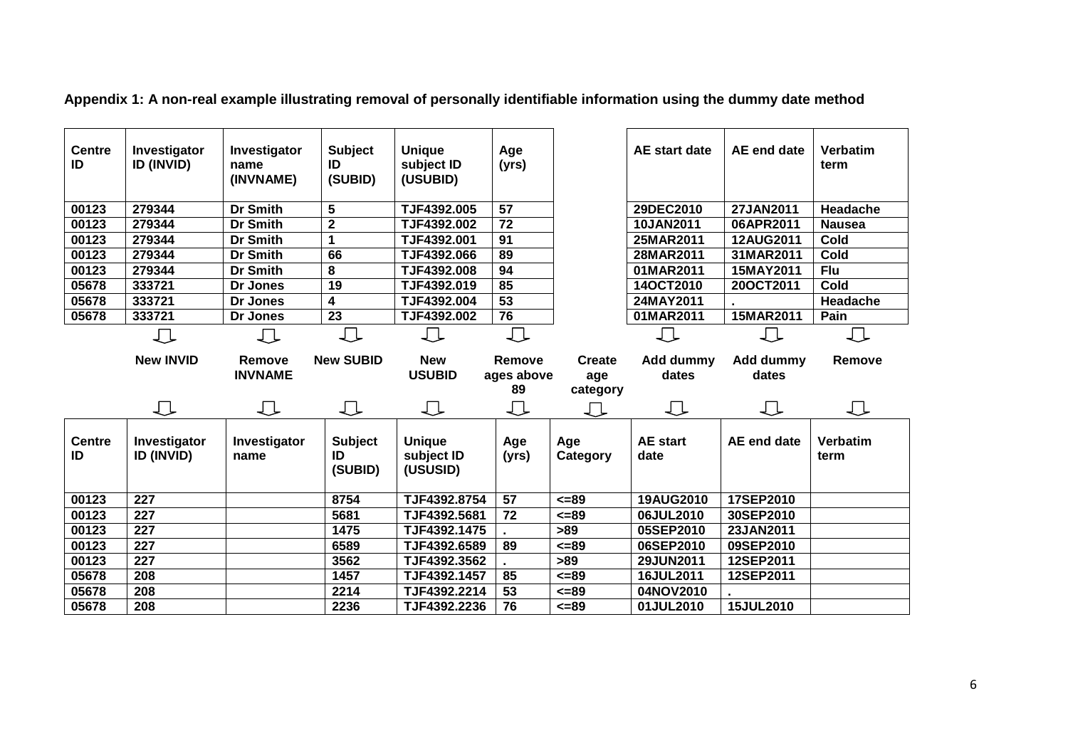**Appendix 1: A non-real example illustrating removal of personally identifiable information using the dummy date method**

| Centre ID | Investigator ID (INVID) | Investigator name (INVNAME) | Subject ID (SUBID) | Unique subject ID (USUBID) | Age (yrs) | | AE start date | AE end date | Verbatim term |
|---|---|---|---|---|---|---|---|---|---|
| 00123 | 279344 | Dr Smith | 5 | TJF4392.005 | 57 | | 29DEC2010 | 27JAN2011 | Headache |
| 00123 | 279344 | Dr Smith | 2 | TJF4392.002 | 72 | | 10JAN2011 | 06APR2011 | Nausea |
| 00123 | 279344 | Dr Smith | 1 | TJF4392.001 | 91 | | 25MAR2011 | 12AUG2011 | Cold |
| 00123 | 279344 | Dr Smith | 66 | TJF4392.066 | 89 | | 28MAR2011 | 31MAR2011 | Cold |
| 00123 | 279344 | Dr Smith | 8 | TJF4392.008 | 94 | | 01MAR2011 | 15MAY2011 | Flu |
| 05678 | 333721 | Dr Jones | 19 | TJF4392.019 | 85 | | 14OCT2010 | 20OCT2011 | Cold |
| 05678 | 333721 | Dr Jones | 4 | TJF4392.004 | 53 | | 24MAY2011 | . | Headache |
| 05678 | 333721 | Dr Jones | 23 | TJF4392.002 | 76 | | 01MAR2011 | 15MAR2011 | Pain |
| | New INVID | Remove INVNAME | New SUBID | New USUBID | Remove ages above 89 | Create age category | Add dummy dates | Add dummy dates | Remove |

| Centre ID | Investigator ID (INVID) | Investigator name | Subject ID (SUBID) | Unique subject ID (USUSID) | Age (yrs) | Age Category | AE start date | AE end date | Verbatim term |
|---|---|---|---|---|---|---|---|---|---|
| 00123 | 227 | | 8754 | TJF4392.8754 | 57 | <=89 | 19AUG2010 | 17SEP2010 | |
| 00123 | 227 | | 5681 | TJF4392.5681 | 72 | <=89 | 06JUL2010 | 30SEP2010 | |
| 00123 | 227 | | 1475 | TJF4392.1475 | . | >89 | 05SEP2010 | 23JAN2011 | |
| 00123 | 227 | | 6589 | TJF4392.6589 | 89 | <=89 | 06SEP2010 | 09SEP2010 | |
| 00123 | 227 | | 3562 | TJF4392.3562 | . | >89 | 29JUN2011 | 12SEP2011 | |
| 05678 | 208 | | 1457 | TJF4392.1457 | 85 | <=89 | 16JUL2011 | 12SEP2011 | |
| 05678 | 208 | | 2214 | TJF4392.2214 | 53 | <=89 | 04NOV2010 | . | |
| 05678 | 208 | | 2236 | TJF4392.2236 | 76 | <=89 | 01JUL2010 | 15JUL2010 | |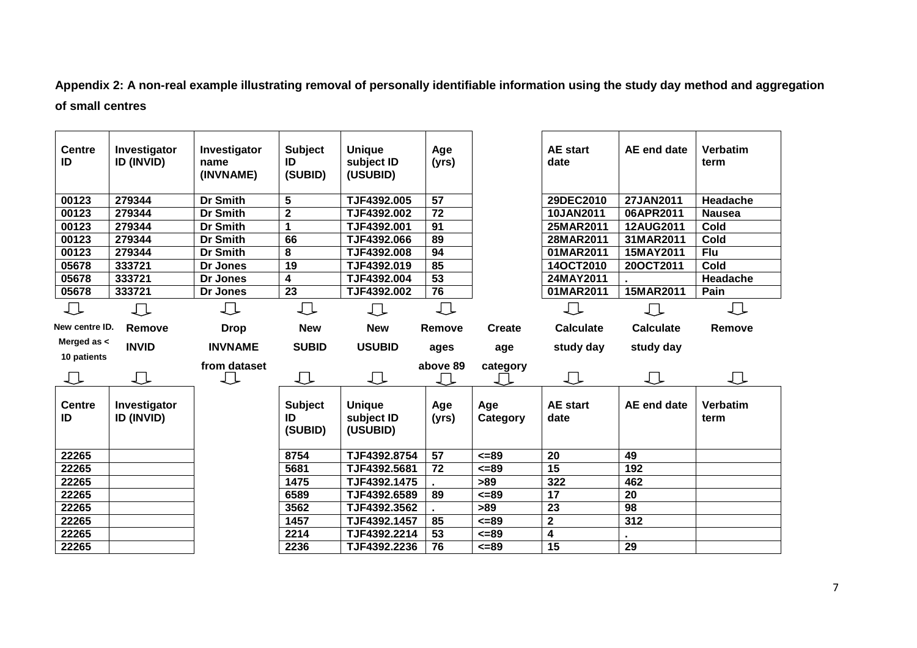**Appendix 2: A non-real example illustrating removal of personally identifiable information using the study day method and aggregation of small centres**

| Centre ID | Investigator ID (INVID) | Investigator name (INVNAME) | Subject ID (SUBID) | Unique subject ID (USUBID) | Age (yrs) | | AE start date | AE end date | Verbatim term |
|---|---|---|---|---|---|---|---|---|---|
| 00123 | 279344 | Dr Smith | 5 | TJF4392.005 | 57 | | 29DEC2010 | 27JAN2011 | Headache |
| 00123 | 279344 | Dr Smith | 2 | TJF4392.002 | 72 | | 10JAN2011 | 06APR2011 | Nausea |
| 00123 | 279344 | Dr Smith | 1 | TJF4392.001 | 91 | | 25MAR2011 | 12AUG2011 | Cold |
| 00123 | 279344 | Dr Smith | 66 | TJF4392.066 | 89 | | 28MAR2011 | 31MAR2011 | Cold |
| 00123 | 279344 | Dr Smith | 8 | TJF4392.008 | 94 | | 01MAR2011 | 15MAY2011 | Flu |
| 05678 | 333721 | Dr Jones | 19 | TJF4392.019 | 85 | | 14OCT2010 | 20OCT2011 | Cold |
| 05678 | 333721 | Dr Jones | 4 | TJF4392.004 | 53 | | 24MAY2011 | . | Headache |
| 05678 | 333721 | Dr Jones | 23 | TJF4392.002 | 76 | | 01MAR2011 | 15MAR2011 | Pain |

| New centre ID. Merged as < 10 patients | Remove INVID | Drop INVNAME from dataset | New SUBID | New USUBID | Remove ages above 89 | Create age category | Calculate study day | Calculate study day | Remove |
|---|---|---|---|---|---|---|---|---|---|

| Centre ID | Investigator ID (INVID) | | Subject ID (SUBID) | Unique subject ID (USUBID) | Age (yrs) | Age Category | AE start date | AE end date | Verbatim term |
|---|---|---|---|---|---|---|---|---|---|
| 22265 | | | 8754 | TJF4392.8754 | 57 | <=89 | 20 | 49 | |
| 22265 | | | 5681 | TJF4392.5681 | 72 | <=89 | 15 | 192 | |
| 22265 | | | 1475 | TJF4392.1475 | . | >89 | 322 | 462 | |
| 22265 | | | 6589 | TJF4392.6589 | 89 | <=89 | 17 | 20 | |
| 22265 | | | 3562 | TJF4392.3562 | . | >89 | 23 | 98 | |
| 22265 | | | 1457 | TJF4392.1457 | 85 | <=89 | 2 | 312 | |
| 22265 | | | 2214 | TJF4392.2214 | 53 | <=89 | 4 | . | |
| 22265 | | | 2236 | TJF4392.2236 | 76 | <=89 | 15 | 29 | |